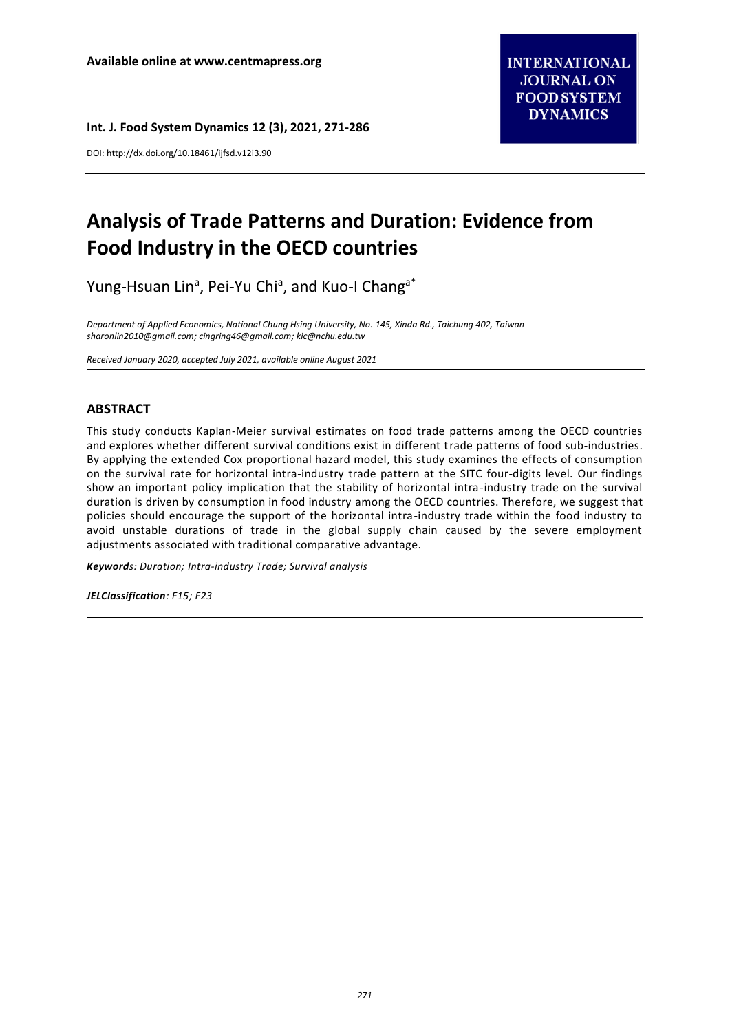Available online at www.centmapress.org

DOI: http://dx.doi.org/10.18461/ijfsd.v12i3.90

# Analysis of Trade Patterns and Duration: Evidence from Food Industry in the OECD countries

Yung-Hsuan Lin[a], Pei-Yu Chi[a], and Kuo-I Chang[a*]

*Department of Applied Economics, National Chung Hsing University, No. 145, Xinda Rd., Taichung 402, Taiwan*
*sharonlin2010@gmail.com; cingring46@gmail.com; kic@nchu.edu.tw*

*Received January 2020, accepted July 2021, available online August 2021*

## ABSTRACT

This study conducts Kaplan-Meier survival estimates on food trade patterns among the OECD countries and explores whether different survival conditions exist in different trade patterns of food sub-industries. By applying the extended Cox proportional hazard model, this study examines the effects of consumption on the survival rate for horizontal intra-industry trade pattern at the SITC four-digits level. Our findings show an important policy implication that the stability of horizontal intra-industry trade on the survival duration is driven by consumption in food industry among the OECD countries. Therefore, we suggest that policies should encourage the support of the horizontal intra-industry trade within the food industry to avoid unstable durations of trade in the global supply chain caused by the severe employment adjustments associated with traditional comparative advantage.

***Keywords**: Duration; Intra-industry Trade; Survival analysis*

***JELClassification**: F15; F23*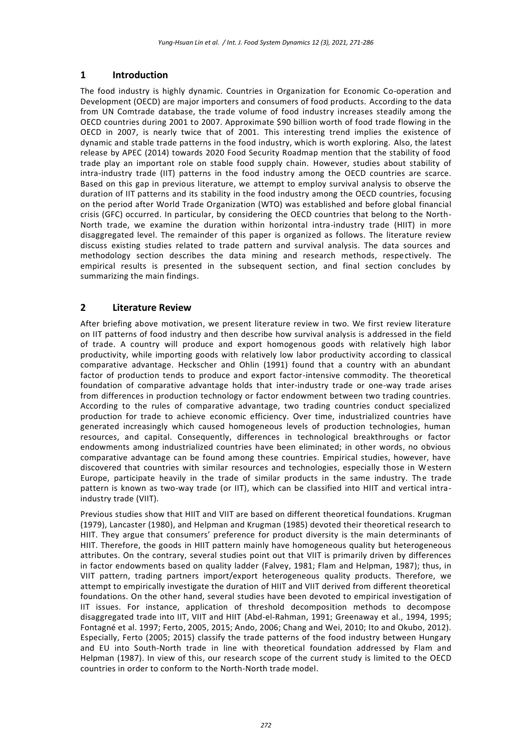## 1 Introduction

The food industry is highly dynamic. Countries in Organization for Economic Co-operation and Development (OECD) are major importers and consumers of food products. According to the data from UN Comtrade database, the trade volume of food industry increases steadily among the OECD countries during 2001 to 2007. Approximate $90 billion worth of food trade flowing in the OECD in 2007, is nearly twice that of 2001. This interesting trend implies the existence of dynamic and stable trade patterns in the food industry, which is worth exploring. Also, the latest release by APEC (2014) towards 2020 Food Security Roadmap mention that the stability of food trade play an important role on stable food supply chain. However, studies about stability of intra-industry trade (IIT) patterns in the food industry among the OECD countries are scarce. Based on this gap in previous literature, we attempt to employ survival analysis to observe the duration of IIT patterns and its stability in the food industry among the OECD countries, focusing on the period after World Trade Organization (WTO) was established and before global financial crisis (GFC) occurred. In particular, by considering the OECD countries that belong to the North-North trade, we examine the duration within horizontal intra-industry trade (HIIT) in more disaggregated level. The remainder of this paper is organized as follows. The literature review discuss existing studies related to trade pattern and survival analysis. The data sources and methodology section describes the data mining and research methods, respectively. The empirical results is presented in the subsequent section, and final section concludes by summarizing the main findings.

## 2 Literature Review

After briefing above motivation, we present literature review in two. We first review literature on IIT patterns of food industry and then describe how survival analysis is addressed in the field of trade. A country will produce and export homogenous goods with relatively high labor productivity, while importing goods with relatively low labor productivity according to classical comparative advantage. Heckscher and Ohlin (1991) found that a country with an abundant factor of production tends to produce and export factor-intensive commodity. The theoretical foundation of comparative advantage holds that inter-industry trade or one-way trade arises from differences in production technology or factor endowment between two trading countries. According to the rules of comparative advantage, two trading countries conduct specialized production for trade to achieve economic efficiency. Over time, industrialized countries have generated increasingly which caused homogeneous levels of production technologies, human resources, and capital. Consequently, differences in technological breakthroughs or factor endowments among industrialized countries have been eliminated; in other words, no obvious comparative advantage can be found among these countries. Empirical studies, however, have discovered that countries with similar resources and technologies, especially those in Western Europe, participate heavily in the trade of similar products in the same industry. The trade pattern is known as two-way trade (or IIT), which can be classified into HIIT and vertical intra-industry trade (VIIT).

Previous studies show that HIIT and VIIT are based on different theoretical foundations. Krugman (1979), Lancaster (1980), and Helpman and Krugman (1985) devoted their theoretical research to HIIT. They argue that consumers' preference for product diversity is the main determinants of HIIT. Therefore, the goods in HIIT pattern mainly have homogeneous quality but heterogeneous attributes. On the contrary, several studies point out that VIIT is primarily driven by differences in factor endowments based on quality ladder (Falvey, 1981; Flam and Helpman, 1987); thus, in VIIT pattern, trading partners import/export heterogeneous quality products. Therefore, we attempt to empirically investigate the duration of HIIT and VIIT derived from different theoretical foundations. On the other hand, several studies have been devoted to empirical investigation of IIT issues. For instance, application of threshold decomposition methods to decompose disaggregated trade into IIT, VIIT and HIIT (Abd-el-Rahman, 1991; Greenaway et al., 1994, 1995; Fontagné et al. 1997; Ferto, 2005, 2015; Ando, 2006; Chang and Wei, 2010; Ito and Okubo, 2012). Especially, Ferto (2005; 2015) classify the trade patterns of the food industry between Hungary and EU into South-North trade in line with theoretical foundation addressed by Flam and Helpman (1987). In view of this, our research scope of the current study is limited to the OECD countries in order to conform to the North-North trade model.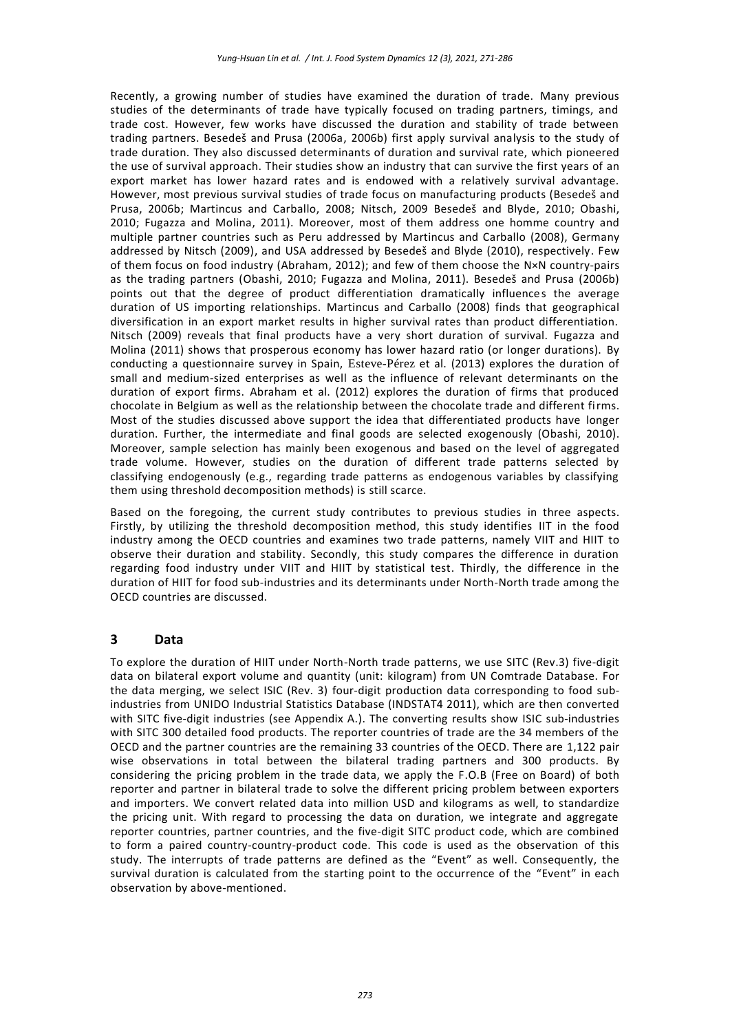Recently, a growing number of studies have examined the duration of trade. Many previous studies of the determinants of trade have typically focused on trading partners, timings, and trade cost. However, few works have discussed the duration and stability of trade between trading partners. Besedeš and Prusa (2006a, 2006b) first apply survival analysis to the study of trade duration. They also discussed determinants of duration and survival rate, which pioneered the use of survival approach. Their studies show an industry that can survive the first years of an export market has lower hazard rates and is endowed with a relatively survival advantage. However, most previous survival studies of trade focus on manufacturing products (Besedeš and Prusa, 2006b; Martincus and Carballo, 2008; Nitsch, 2009 Besedeš and Blyde, 2010; Obashi, 2010; Fugazza and Molina, 2011). Moreover, most of them address one homme country and multiple partner countries such as Peru addressed by Martincus and Carballo (2008), Germany addressed by Nitsch (2009), and USA addressed by Besedeš and Blyde (2010), respectively. Few of them focus on food industry (Abraham, 2012); and few of them choose the N×N country-pairs as the trading partners (Obashi, 2010; Fugazza and Molina, 2011). Besedeš and Prusa (2006b) points out that the degree of product differentiation dramatically influences the average duration of US importing relationships. Martincus and Carballo (2008) finds that geographical diversification in an export market results in higher survival rates than product differentiation. Nitsch (2009) reveals that final products have a very short duration of survival. Fugazza and Molina (2011) shows that prosperous economy has lower hazard ratio (or longer durations). By conducting a questionnaire survey in Spain, Esteve-Pérez et al. (2013) explores the duration of small and medium-sized enterprises as well as the influence of relevant determinants on the duration of export firms. Abraham et al. (2012) explores the duration of firms that produced chocolate in Belgium as well as the relationship between the chocolate trade and different firms. Most of the studies discussed above support the idea that differentiated products have longer duration. Further, the intermediate and final goods are selected exogenously (Obashi, 2010). Moreover, sample selection has mainly been exogenous and based on the level of aggregated trade volume. However, studies on the duration of different trade patterns selected by classifying endogenously (e.g., regarding trade patterns as endogenous variables by classifying them using threshold decomposition methods) is still scarce.

Based on the foregoing, the current study contributes to previous studies in three aspects. Firstly, by utilizing the threshold decomposition method, this study identifies IIT in the food industry among the OECD countries and examines two trade patterns, namely VIIT and HIIT to observe their duration and stability. Secondly, this study compares the difference in duration regarding food industry under VIIT and HIIT by statistical test. Thirdly, the difference in the duration of HIIT for food sub-industries and its determinants under North-North trade among the OECD countries are discussed.

## 3 Data

To explore the duration of HIIT under North-North trade patterns, we use SITC (Rev.3) five-digit data on bilateral export volume and quantity (unit: kilogram) from UN Comtrade Database. For the data merging, we select ISIC (Rev. 3) four-digit production data corresponding to food sub-industries from UNIDO Industrial Statistics Database (INDSTAT4 2011), which are then converted with SITC five-digit industries (see Appendix A.). The converting results show ISIC sub-industries with SITC 300 detailed food products. The reporter countries of trade are the 34 members of the OECD and the partner countries are the remaining 33 countries of the OECD. There are 1,122 pair wise observations in total between the bilateral trading partners and 300 products. By considering the pricing problem in the trade data, we apply the F.O.B (Free on Board) of both reporter and partner in bilateral trade to solve the different pricing problem between exporters and importers. We convert related data into million USD and kilograms as well, to standardize the pricing unit. With regard to processing the data on duration, we integrate and aggregate reporter countries, partner countries, and the five-digit SITC product code, which are combined to form a paired country-country-product code. This code is used as the observation of this study. The interrupts of trade patterns are defined as the "Event" as well. Consequently, the survival duration is calculated from the starting point to the occurrence of the "Event" in each observation by above-mentioned.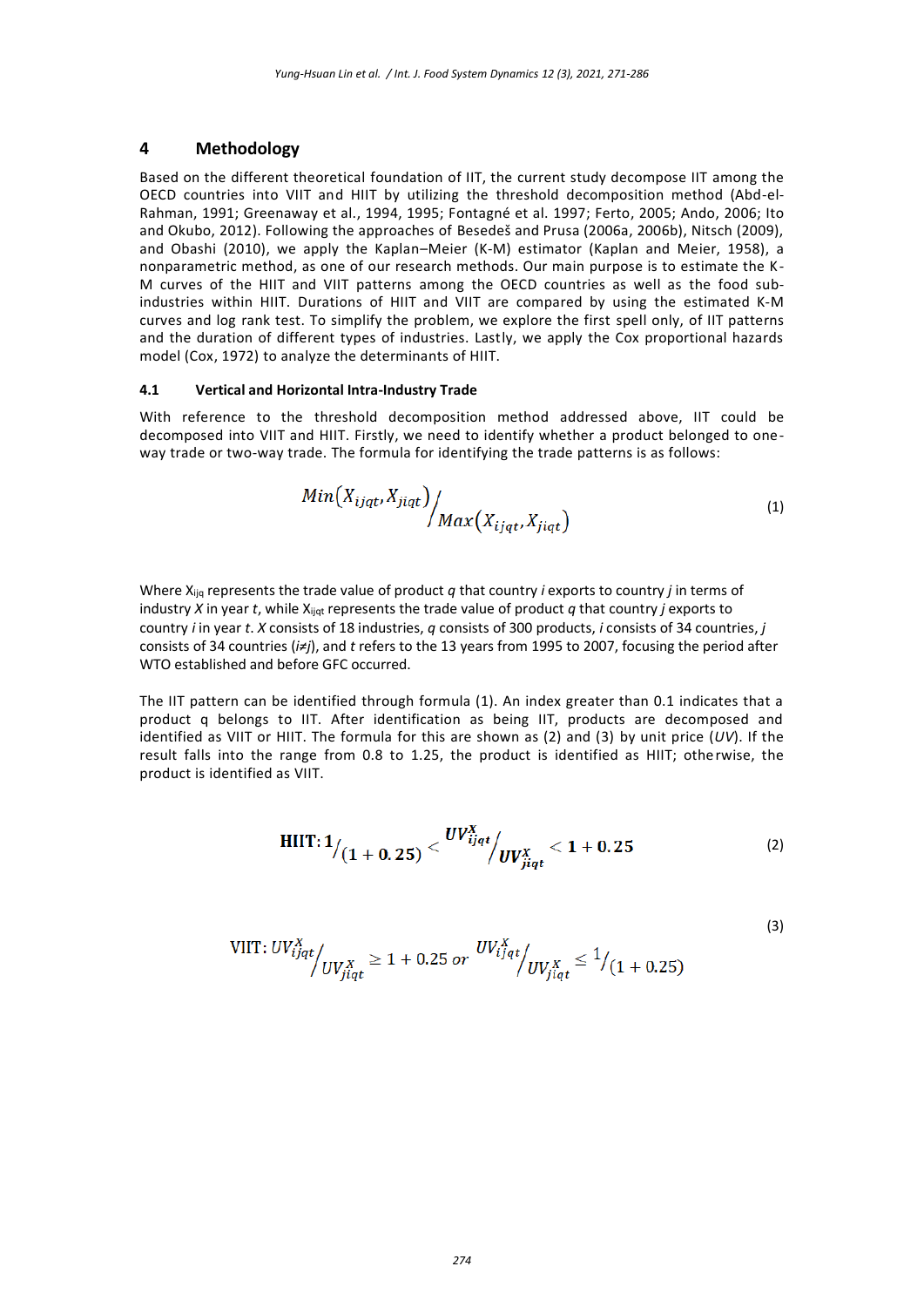## 4 Methodology

Based on the different theoretical foundation of IIT, the current study decompose IIT among the OECD countries into VIIT and HIIT by utilizing the threshold decomposition method (Abd-el-Rahman, 1991; Greenaway et al., 1994, 1995; Fontagné et al. 1997; Ferto, 2005; Ando, 2006; Ito and Okubo, 2012). Following the approaches of Besedeš and Prusa (2006a, 2006b), Nitsch (2009), and Obashi (2010), we apply the Kaplan–Meier (K-M) estimator (Kaplan and Meier, 1958), a nonparametric method, as one of our research methods. Our main purpose is to estimate the K-M curves of the HIIT and VIIT patterns among the OECD countries as well as the food sub-industries within HIIT. Durations of HIIT and VIIT are compared by using the estimated K-M curves and log rank test. To simplify the problem, we explore the first spell only, of IIT patterns and the duration of different types of industries. Lastly, we apply the Cox proportional hazards model (Cox, 1972) to analyze the determinants of HIIT.

### 4.1 Vertical and Horizontal Intra-Industry Trade

With reference to the threshold decomposition method addressed above, IIT could be decomposed into VIIT and HIIT. Firstly, we need to identify whether a product belonged to one-way trade or two-way trade. The formula for identifying the trade patterns is as follows:

$$Min(X_{ijqt}, X_{jiqt}) \Big/ Max(X_{ijqt}, X_{jiqt}) \tag{1}$$

Where $X_{ijq}$ represents the trade value of product *q* that country *i* exports to country *j* in terms of industry *X* in year *t*, while $X_{ijqt}$ represents the trade value of product *q* that country *j* exports to country *i* in year *t*. *X* consists of 18 industries, *q* consists of 300 products, *i* consists of 34 countries, *j* consists of 34 countries (*i*≠*j*), and *t* refers to the 13 years from 1995 to 2007, focusing the period after WTO established and before GFC occurred.

The IIT pattern can be identified through formula (1). An index greater than 0.1 indicates that a product q belongs to IIT. After identification as being IIT, products are decomposed and identified as VIIT or HIIT. The formula for this are shown as (2) and (3) by unit price (*UV*). If the result falls into the range from 0.8 to 1.25, the product is identified as HIIT; otherwise, the product is identified as VIIT.

$$\textbf{HIIT: } 1\Big/(1+0.25) < UV^X_{ijqt}\Big/UV^X_{jiqt} < 1+0.25 \tag{2}$$

$$\text{VIIT: } UV^X_{ijqt}\Big/UV^X_{jiqt} \geq 1+0.25 \text{ or } UV^X_{ijqt}\Big/UV^X_{jiqt} \leq 1\Big/(1+0.25) \tag{3}$$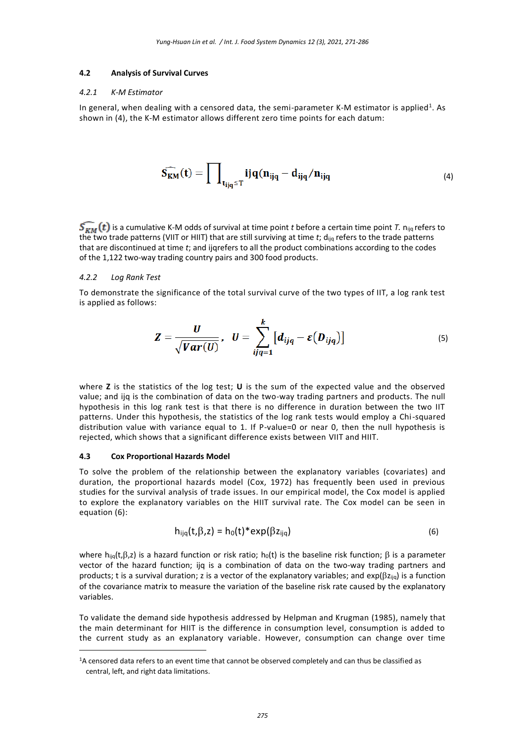### 4.2 Analysis of Survival Curves

#### 4.2.1 *K-M Estimator*

In general, when dealing with a censored data, the semi-parameter K-M estimator is applied[1]. As shown in (4), the K-M estimator allows different zero time points for each datum:

$$\widehat{S_{KM}}(t) = \prod_{t_{ijq} \leq T} ijq(n_{ijq} - d_{ijq}/n_{ijq} \tag{4}$$

$\widehat{S_{KM}}(t)$ is a cumulative K-M odds of survival at time point *t* before a certain time point *T*. $n_{ijq}$ refers to the two trade patterns (VIIT or HIIT) that are still surviving at time *t*; $d_{ijq}$ refers to the trade patterns that are discontinued at time *t*; and ijqrefers to all the product combinations according to the codes of the 1,122 two-way trading country pairs and 300 food products.

#### 4.2.2 *Log Rank Test*

To demonstrate the significance of the total survival curve of the two types of IIT, a log rank test is applied as follows:

$$Z = \frac{U}{\sqrt{Var(U)}}, \quad U = \sum_{ijq=1}^{k} [d_{ijq} - \varepsilon(D_{ijq})] \tag{5}$$

where **Z** is the statistics of the log test; **U** is the sum of the expected value and the observed value; and ijq is the combination of data on the two-way trading partners and products. The null hypothesis in this log rank test is that there is no difference in duration between the two IIT patterns. Under this hypothesis, the statistics of the log rank tests would employ a Chi-squared distribution value with variance equal to 1. If P-value=0 or near 0, then the null hypothesis is rejected, which shows that a significant difference exists between VIIT and HIIT.

### 4.3 Cox Proportional Hazards Model

To solve the problem of the relationship between the explanatory variables (covariates) and duration, the proportional hazards model (Cox, 1972) has frequently been used in previous studies for the survival analysis of trade issues. In our empirical model, the Cox model is applied to explore the explanatory variables on the HIIT survival rate. The Cox model can be seen in equation (6):

$$h_{ijq}(t,\beta,z) = h_0(t)*\exp(\beta z_{ijq}) \tag{6}$$

where $h_{ijq}(t,\beta,z)$ is a hazard function or risk ratio; $h_0(t)$ is the baseline risk function; $\beta$ is a parameter vector of the hazard function; ijq is a combination of data on the two-way trading partners and products; t is a survival duration; z is a vector of the explanatory variables; and $\exp(\beta z_{ijq})$ is a function of the covariance matrix to measure the variation of the baseline risk rate caused by the explanatory variables.

To validate the demand side hypothesis addressed by Helpman and Krugman (1985), namely that the main determinant for HIIT is the difference in consumption level, consumption is added to the current study as an explanatory variable. However, consumption can change over time

---

[1] A censored data refers to an event time that cannot be observed completely and can thus be classified as central, left, and right data limitations.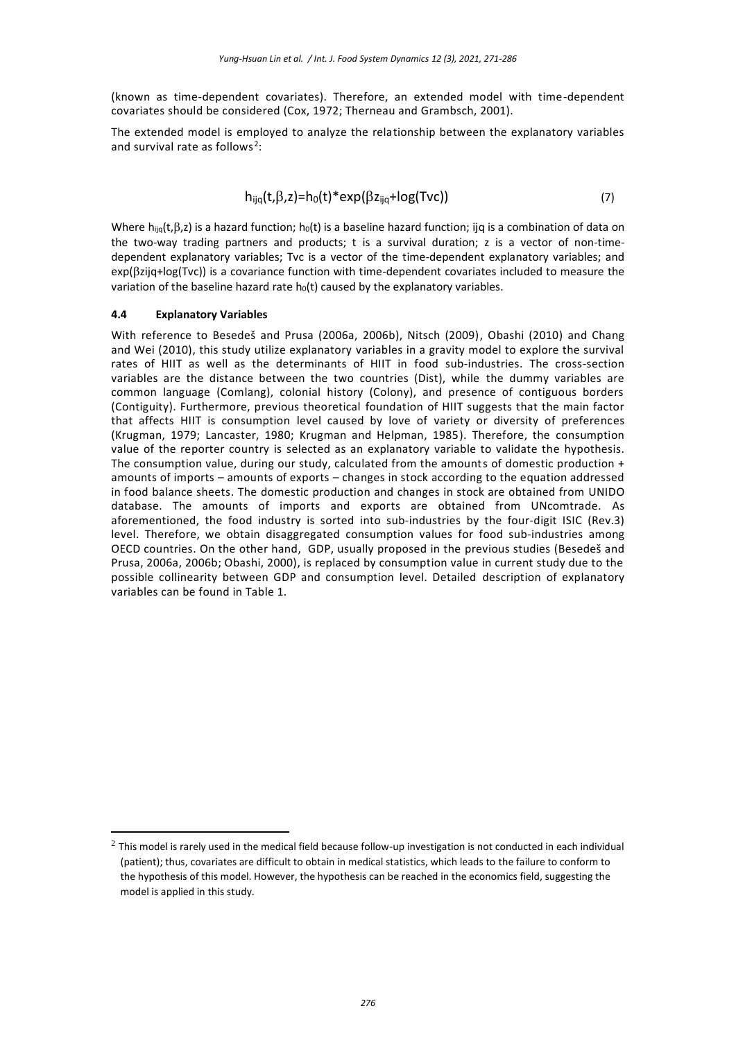(known as time-dependent covariates). Therefore, an extended model with time-dependent covariates should be considered (Cox, 1972; Therneau and Grambsch, 2001).

The extended model is employed to analyze the relationship between the explanatory variables and survival rate as follows[2]:

$$h_{ijq}(t,\beta,z)=h_0(t)*\exp(\beta z_{ijq}+\log(Tvc)) \tag{7}$$

Where $h_{ijq}(t,\beta,z)$ is a hazard function; $h_0(t)$ is a baseline hazard function; ijq is a combination of data on the two-way trading partners and products; t is a survival duration; z is a vector of non-time-dependent explanatory variables; Tvc is a vector of the time-dependent explanatory variables; and $\exp(\beta zijq+\log(Tvc))$ is a covariance function with time-dependent covariates included to measure the variation of the baseline hazard rate $h_0(t)$ caused by the explanatory variables.

### 4.4 Explanatory Variables

With reference to Besedeš and Prusa (2006a, 2006b), Nitsch (2009), Obashi (2010) and Chang and Wei (2010), this study utilize explanatory variables in a gravity model to explore the survival rates of HIIT as well as the determinants of HIIT in food sub-industries. The cross-section variables are the distance between the two countries (Dist), while the dummy variables are common language (Comlang), colonial history (Colony), and presence of contiguous borders (Contiguity). Furthermore, previous theoretical foundation of HIIT suggests that the main factor that affects HIIT is consumption level caused by love of variety or diversity of preferences (Krugman, 1979; Lancaster, 1980; Krugman and Helpman, 1985). Therefore, the consumption value of the reporter country is selected as an explanatory variable to validate the hypothesis. The consumption value, during our study, calculated from the amounts of domestic production + amounts of imports – amounts of exports – changes in stock according to the equation addressed in food balance sheets. The domestic production and changes in stock are obtained from UNIDO database. The amounts of imports and exports are obtained from UNcomtrade. As aforementioned, the food industry is sorted into sub-industries by the four-digit ISIC (Rev.3) level. Therefore, we obtain disaggregated consumption values for food sub-industries among OECD countries. On the other hand, GDP, usually proposed in the previous studies (Besedeš and Prusa, 2006a, 2006b; Obashi, 2000), is replaced by consumption value in current study due to the possible collinearity between GDP and consumption level. Detailed description of explanatory variables can be found in Table 1.

---

[2] This model is rarely used in the medical field because follow-up investigation is not conducted in each individual (patient); thus, covariates are difficult to obtain in medical statistics, which leads to the failure to conform to the hypothesis of this model. However, the hypothesis can be reached in the economics field, suggesting the model is applied in this study.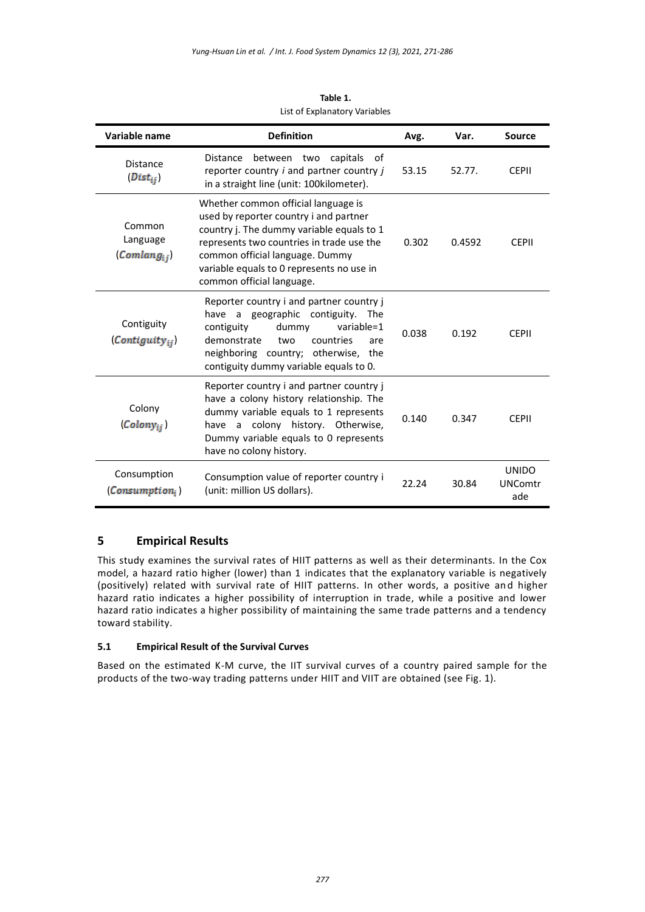**Table 1.**
List of Explanatory Variables

| Variable name | Definition | Avg. | Var. | Source |
|---|---|---|---|---|
| Distance ($Dist_{ij}$) | Distance between two capitals of reporter country *i* and partner country *j* in a straight line (unit: 100kilometer). | 53.15 | 52.77. | CEPII |
| Common Language ($Comlang_{ij}$) | Whether common official language is used by reporter country i and partner country j. The dummy variable equals to 1 represents two countries in trade use the common official language. Dummy variable equals to 0 represents no use in common official language. | 0.302 | 0.4592 | CEPII |
| Contiguity ($Contiguity_{ij}$) | Reporter country i and partner country j have a geographic contiguity. The contiguity dummy variable=1 demonstrate two countries are neighboring country; otherwise, the contiguity dummy variable equals to 0. | 0.038 | 0.192 | CEPII |
| Colony ($Colony_{ij}$) | Reporter country i and partner country j have a colony history relationship. The dummy variable equals to 1 represents have a colony history. Otherwise, Dummy variable equals to 0 represents have no colony history. | 0.140 | 0.347 | CEPII |
| Consumption ($Consumption_i$) | Consumption value of reporter country i (unit: million US dollars). | 22.24 | 30.84 | UNIDO UNComtrade |

## 5 Empirical Results

This study examines the survival rates of HIIT patterns as well as their determinants. In the Cox model, a hazard ratio higher (lower) than 1 indicates that the explanatory variable is negatively (positively) related with survival rate of HIIT patterns. In other words, a positive and higher hazard ratio indicates a higher possibility of interruption in trade, while a positive and lower hazard ratio indicates a higher possibility of maintaining the same trade patterns and a tendency toward stability.

### 5.1 Empirical Result of the Survival Curves

Based on the estimated K-M curve, the IIT survival curves of a country paired sample for the products of the two-way trading patterns under HIIT and VIIT are obtained (see Fig. 1).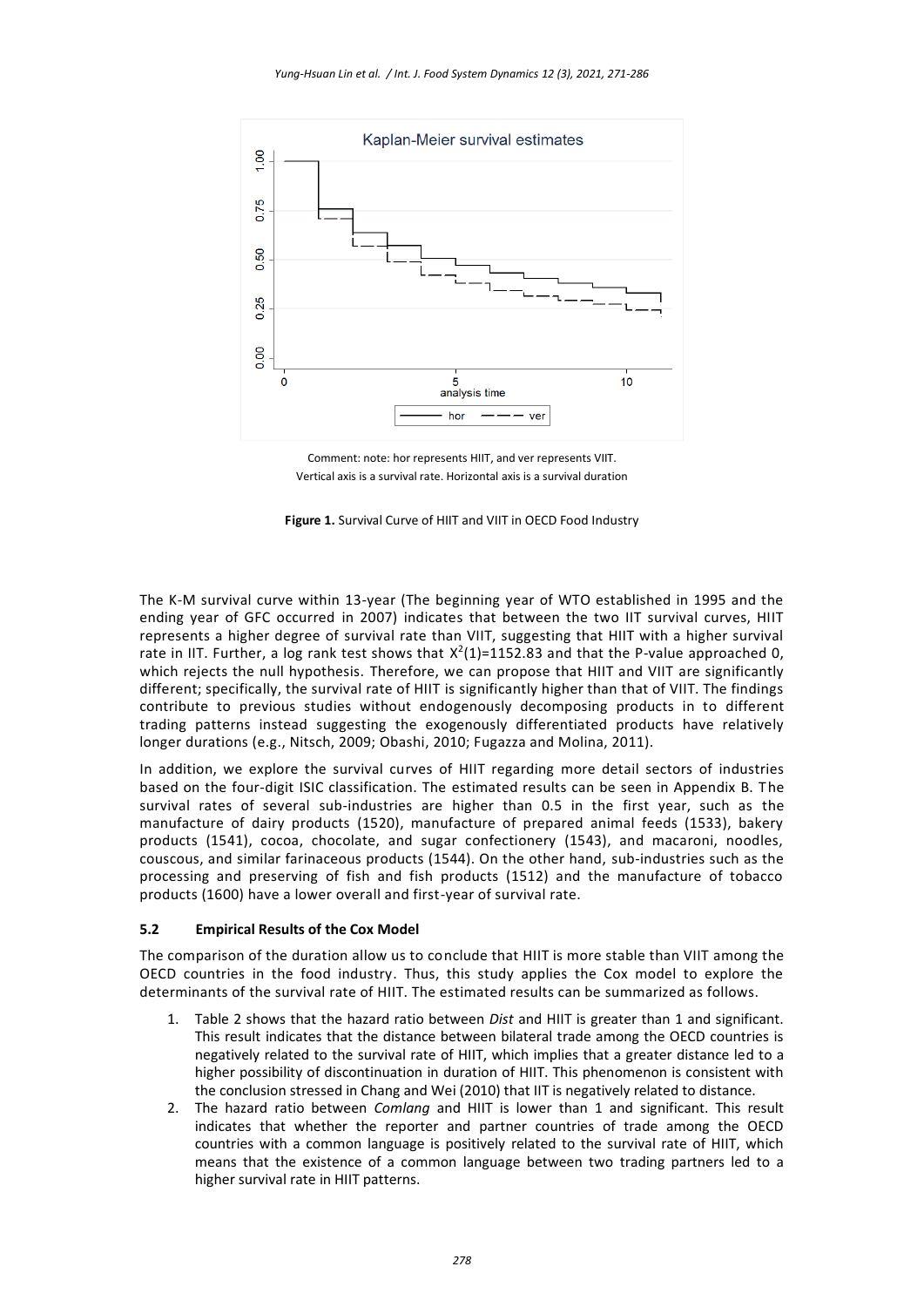Comment: note: hor represents HIIT, and ver represents VIIT.
Vertical axis is a survival rate. Horizontal axis is a survival duration

**Figure 1.** Survival Curve of HIIT and VIIT in OECD Food Industry

The K-M survival curve within 13-year (The beginning year of WTO established in 1995 and the ending year of GFC occurred in 2007) indicates that between the two IIT survival curves, HIIT represents a higher degree of survival rate than VIIT, suggesting that HIIT with a higher survival rate in IIT. Further, a log rank test shows that $X^2(1)=1152.83$ and that the P-value approached 0, which rejects the null hypothesis. Therefore, we can propose that HIIT and VIIT are significantly different; specifically, the survival rate of HIIT is significantly higher than that of VIIT. The findings contribute to previous studies without endogenously decomposing products in to different trading patterns instead suggesting the exogenously differentiated products have relatively longer durations (e.g., Nitsch, 2009; Obashi, 2010; Fugazza and Molina, 2011).

In addition, we explore the survival curves of HIIT regarding more detail sectors of industries based on the four-digit ISIC classification. The estimated results can be seen in Appendix B. The survival rates of several sub-industries are higher than 0.5 in the first year, such as the manufacture of dairy products (1520), manufacture of prepared animal feeds (1533), bakery products (1541), cocoa, chocolate, and sugar confectionery (1543), and macaroni, noodles, couscous, and similar farinaceous products (1544). On the other hand, sub-industries such as the processing and preserving of fish and fish products (1512) and the manufacture of tobacco products (1600) have a lower overall and first-year of survival rate.

### 5.2 Empirical Results of the Cox Model

The comparison of the duration allow us to conclude that HIIT is more stable than VIIT among the OECD countries in the food industry. Thus, this study applies the Cox model to explore the determinants of the survival rate of HIIT. The estimated results can be summarized as follows.

1. Table 2 shows that the hazard ratio between *Dist* and HIIT is greater than 1 and significant. This result indicates that the distance between bilateral trade among the OECD countries is negatively related to the survival rate of HIIT, which implies that a greater distance led to a higher possibility of discontinuation in duration of HIIT. This phenomenon is consistent with the conclusion stressed in Chang and Wei (2010) that IIT is negatively related to distance.
2. The hazard ratio between *Comlang* and HIIT is lower than 1 and significant. This result indicates that whether the reporter and partner countries of trade among the OECD countries with a common language is positively related to the survival rate of HIIT, which means that the existence of a common language between two trading partners led to a higher survival rate in HIIT patterns.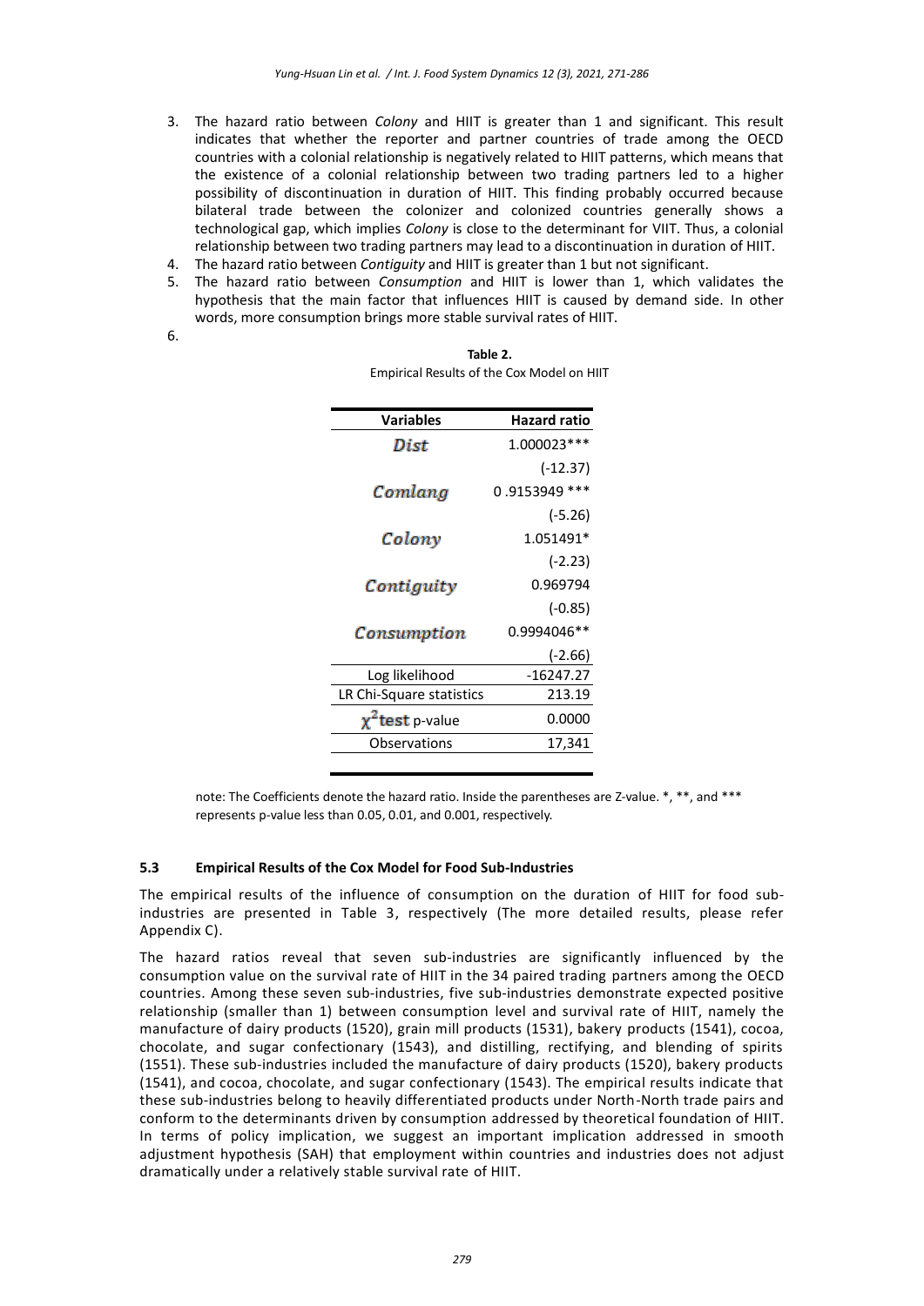3. The hazard ratio between *Colony* and HIIT is greater than 1 and significant. This result indicates that whether the reporter and partner countries of trade among the OECD countries with a colonial relationship is negatively related to HIIT patterns, which means that the existence of a colonial relationship between two trading partners led to a higher possibility of discontinuation in duration of HIIT. This finding probably occurred because bilateral trade between the colonizer and colonized countries generally shows a technological gap, which implies *Colony* is close to the determinant for VIIT. Thus, a colonial relationship between two trading partners may lead to a discontinuation in duration of HIIT.
4. The hazard ratio between *Contiguity* and HIIT is greater than 1 but not significant.
5. The hazard ratio between *Consumption* and HIIT is lower than 1, which validates the hypothesis that the main factor that influences HIIT is caused by demand side. In other words, more consumption brings more stable survival rates of HIIT.
6.

**Table 2.**
Empirical Results of the Cox Model on HIIT

| Variables | Hazard ratio |
|---|---|
| *Dist* | 1.000023*** |
| | (-12.37) |
| *Comlang* | 0 .9153949 *** |
| | (-5.26) |
| *Colony* | 1.051491* |
| | (-2.23) |
| *Contiguity* | 0.969794 |
| | (-0.85) |
| *Consumption* | 0.9994046** |
| | (-2.66) |
| Log likelihood | -16247.27 |
| LR Chi-Square statistics | 213.19 |
| $\chi^2$ test p-value | 0.0000 |
| Observations | 17,341 |

note: The Coefficients denote the hazard ratio. Inside the parentheses are Z-value. *, **, and *** represents p-value less than 0.05, 0.01, and 0.001, respectively.

### 5.3 Empirical Results of the Cox Model for Food Sub-Industries

The empirical results of the influence of consumption on the duration of HIIT for food sub-industries are presented in Table 3, respectively (The more detailed results, please refer Appendix C).

The hazard ratios reveal that seven sub-industries are significantly influenced by the consumption value on the survival rate of HIIT in the 34 paired trading partners among the OECD countries. Among these seven sub-industries, five sub-industries demonstrate expected positive relationship (smaller than 1) between consumption level and survival rate of HIIT, namely the manufacture of dairy products (1520), grain mill products (1531), bakery products (1541), cocoa, chocolate, and sugar confectionary (1543), and distilling, rectifying, and blending of spirits (1551). These sub-industries included the manufacture of dairy products (1520), bakery products (1541), and cocoa, chocolate, and sugar confectionary (1543). The empirical results indicate that these sub-industries belong to heavily differentiated products under North-North trade pairs and conform to the determinants driven by consumption addressed by theoretical foundation of HIIT. In terms of policy implication, we suggest an important implication addressed in smooth adjustment hypothesis (SAH) that employment within countries and industries does not adjust dramatically under a relatively stable survival rate of HIIT.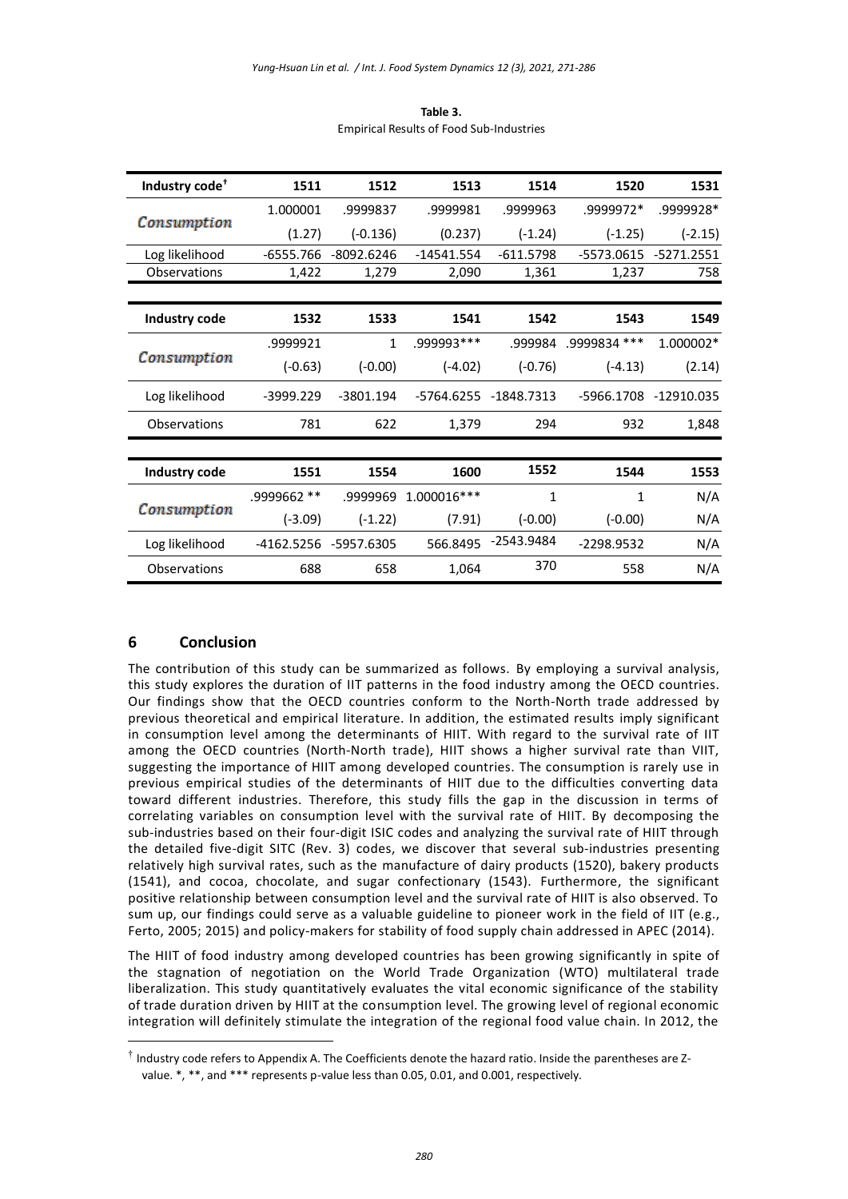**Table 3.**
Empirical Results of Food Sub-Industries

| Industry code[†] | 1511 | 1512 | 1513 | 1514 | 1520 | 1531 |
|---|---|---|---|---|---|---|
| *Consumption* | 1.000001 | .9999837 | .9999981 | .9999963 | .9999972* | .9999928* |
| | (1.27) | (-0.136) | (0.237) | (-1.24) | (-1.25) | (-2.15) |
| Log likelihood | -6555.766 | -8092.6246 | -14541.554 | -611.5798 | -5573.0615 | -5271.2551 |
| Observations | 1,422 | 1,279 | 2,090 | 1,361 | 1,237 | 758 |
| **Industry code** | **1532** | **1533** | **1541** | **1542** | **1543** | **1549** |
| *Consumption* | .9999921 | 1 | .999993*** | .999984 | .9999834 *** | 1.000002* |
| | (-0.63) | (-0.00) | (-4.02) | (-0.76) | (-4.13) | (2.14) |
| Log likelihood | -3999.229 | -3801.194 | -5764.6255 | -1848.7313 | -5966.1708 | -12910.035 |
| Observations | 781 | 622 | 1,379 | 294 | 932 | 1,848 |
| **Industry code** | **1551** | **1554** | **1600** | **1552** | **1544** | **1553** |
| *Consumption* | .9999662 ** | .9999969 | 1.000016*** | 1 | 1 | N/A |
| | (-3.09) | (-1.22) | (7.91) | (-0.00) | (-0.00) | N/A |
| Log likelihood | -4162.5256 | -5957.6305 | 566.8495 | -2543.9484 | -2298.9532 | N/A |
| Observations | 688 | 658 | 1,064 | 370 | 558 | N/A |

## 6 Conclusion

The contribution of this study can be summarized as follows. By employing a survival analysis, this study explores the duration of IIT patterns in the food industry among the OECD countries. Our findings show that the OECD countries conform to the North-North trade addressed by previous theoretical and empirical literature. In addition, the estimated results imply significant in consumption level among the determinants of HIIT. With regard to the survival rate of IIT among the OECD countries (North-North trade), HIIT shows a higher survival rate than VIIT, suggesting the importance of HIIT among developed countries. The consumption is rarely use in previous empirical studies of the determinants of HIIT due to the difficulties converting data toward different industries. Therefore, this study fills the gap in the discussion in terms of correlating variables on consumption level with the survival rate of HIIT. By decomposing the sub-industries based on their four-digit ISIC codes and analyzing the survival rate of HIIT through the detailed five-digit SITC (Rev. 3) codes, we discover that several sub-industries presenting relatively high survival rates, such as the manufacture of dairy products (1520), bakery products (1541), and cocoa, chocolate, and sugar confectionary (1543). Furthermore, the significant positive relationship between consumption level and the survival rate of HIIT is also observed. To sum up, our findings could serve as a valuable guideline to pioneer work in the field of IIT (e.g., Ferto, 2005; 2015) and policy-makers for stability of food supply chain addressed in APEC (2014).

The HIIT of food industry among developed countries has been growing significantly in spite of the stagnation of negotiation on the World Trade Organization (WTO) multilateral trade liberalization. This study quantitatively evaluates the vital economic significance of the stability of trade duration driven by HIIT at the consumption level. The growing level of regional economic integration will definitely stimulate the integration of the regional food value chain. In 2012, the

[†] Industry code refers to Appendix A. The Coefficients denote the hazard ratio. Inside the parentheses are Z-value. *, **, and *** represents p-value less than 0.05, 0.01, and 0.001, respectively.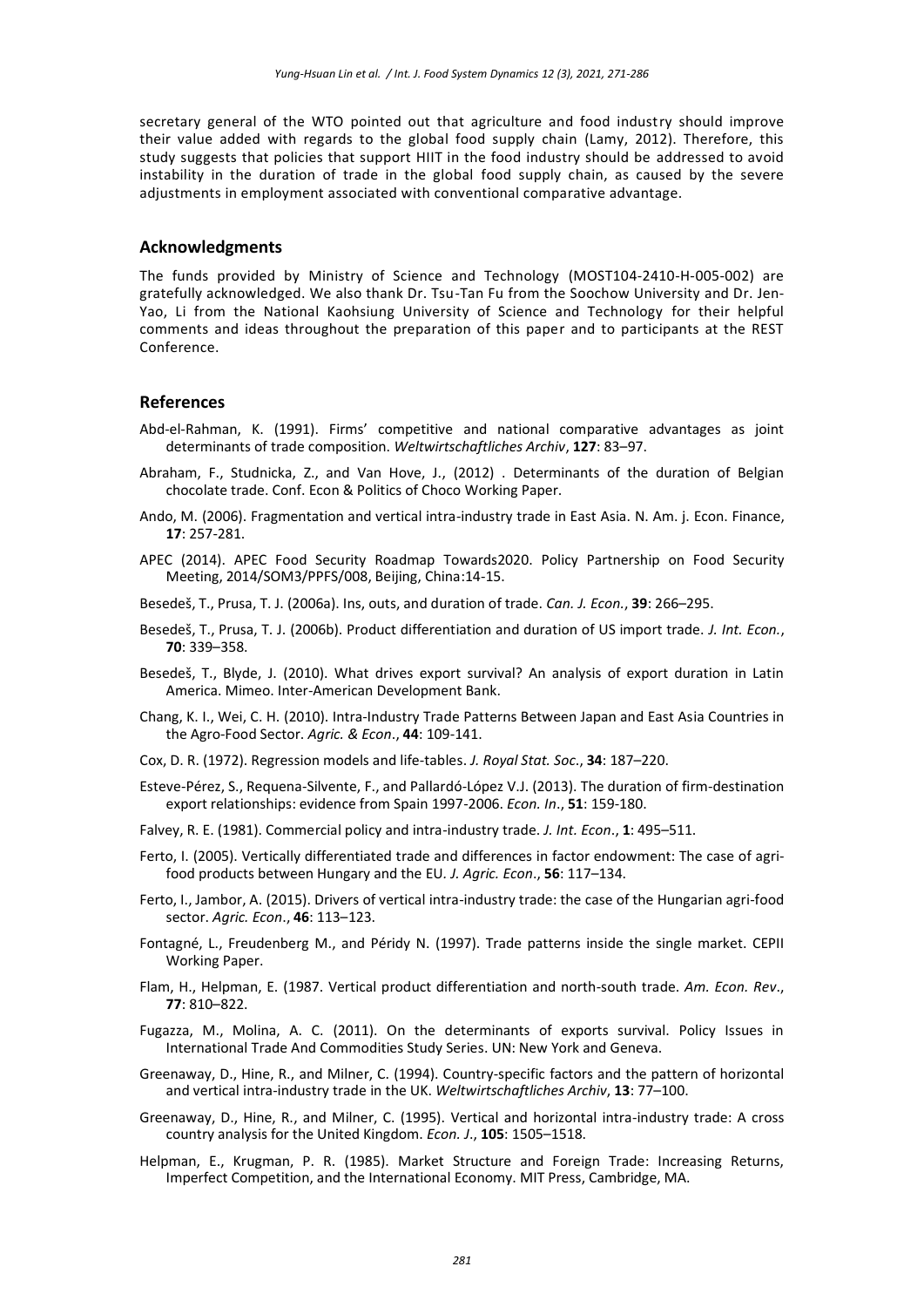secretary general of the WTO pointed out that agriculture and food industry should improve their value added with regards to the global food supply chain (Lamy, 2012). Therefore, this study suggests that policies that support HIIT in the food industry should be addressed to avoid instability in the duration of trade in the global food supply chain, as caused by the severe adjustments in employment associated with conventional comparative advantage.

## Acknowledgments

The funds provided by Ministry of Science and Technology (MOST104-2410-H-005-002) are gratefully acknowledged. We also thank Dr. Tsu-Tan Fu from the Soochow University and Dr. Jen-Yao, Li from the National Kaohsiung University of Science and Technology for their helpful comments and ideas throughout the preparation of this paper and to participants at the REST Conference.

## References

Abd-el-Rahman, K. (1991). Firms' competitive and national comparative advantages as joint determinants of trade composition. *Weltwirtschaftliches Archiv*, **127**: 83–97.

Abraham, F., Studnicka, Z., and Van Hove, J., (2012) . Determinants of the duration of Belgian chocolate trade. Conf. Econ & Politics of Choco Working Paper.

Ando, M. (2006). Fragmentation and vertical intra-industry trade in East Asia. N. Am. j. Econ. Finance, **17**: 257-281.

APEC (2014). APEC Food Security Roadmap Towards2020. Policy Partnership on Food Security Meeting, 2014/SOM3/PPFS/008, Beijing, China:14-15.

Besedeš, T., Prusa, T. J. (2006a). Ins, outs, and duration of trade. *Can. J. Econ.*, **39**: 266–295.

Besedeš, T., Prusa, T. J. (2006b). Product differentiation and duration of US import trade. *J. Int. Econ.*, **70**: 339–358.

Besedeš, T., Blyde, J. (2010). What drives export survival? An analysis of export duration in Latin America. Mimeo. Inter-American Development Bank.

Chang, K. I., Wei, C. H. (2010). Intra-Industry Trade Patterns Between Japan and East Asia Countries in the Agro-Food Sector. *Agric. & Econ*., **44**: 109-141.

Cox, D. R. (1972). Regression models and life-tables. *J. Royal Stat. Soc*., **34**: 187–220.

Esteve-Pérez, S., Requena-Silvente, F., and Pallardó-López V.J. (2013). The duration of firm-destination export relationships: evidence from Spain 1997-2006. *Econ. In*., **51**: 159-180.

Falvey, R. E. (1981). Commercial policy and intra-industry trade. *J. Int. Econ*., **1**: 495–511.

Ferto, I. (2005). Vertically differentiated trade and differences in factor endowment: The case of agri-food products between Hungary and the EU. *J. Agric. Econ*., **56**: 117–134.

Ferto, I., Jambor, A. (2015). Drivers of vertical intra-industry trade: the case of the Hungarian agri-food sector. *Agric. Econ*., **46**: 113–123.

Fontagné, L., Freudenberg M., and Péridy N. (1997). Trade patterns inside the single market. CEPII Working Paper.

Flam, H., Helpman, E. (1987. Vertical product differentiation and north-south trade. *Am. Econ. Rev*., **77**: 810–822.

Fugazza, M., Molina, A. C. (2011). On the determinants of exports survival. Policy Issues in International Trade And Commodities Study Series. UN: New York and Geneva.

Greenaway, D., Hine, R., and Milner, C. (1994). Country-specific factors and the pattern of horizontal and vertical intra-industry trade in the UK. *Weltwirtschaftliches Archiv*, **13**: 77–100.

Greenaway, D., Hine, R., and Milner, C. (1995). Vertical and horizontal intra-industry trade: A cross country analysis for the United Kingdom. *Econ. J*., **105**: 1505–1518.

Helpman, E., Krugman, P. R. (1985). Market Structure and Foreign Trade: Increasing Returns, Imperfect Competition, and the International Economy. MIT Press, Cambridge, MA.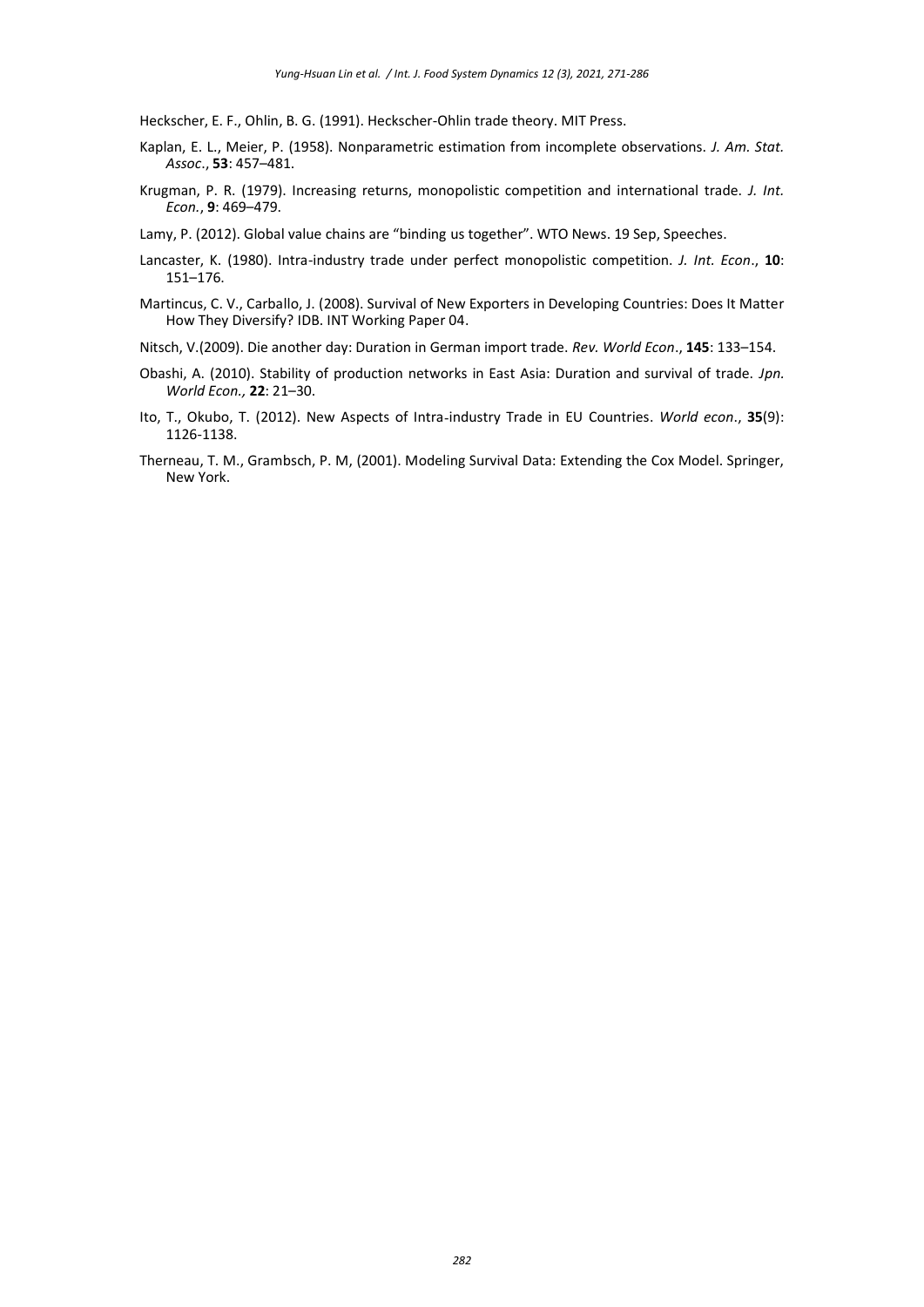Heckscher, E. F., Ohlin, B. G. (1991). Heckscher-Ohlin trade theory. MIT Press.

Kaplan, E. L., Meier, P. (1958). Nonparametric estimation from incomplete observations. *J. Am. Stat. Assoc*., **53**: 457–481.

Krugman, P. R. (1979). Increasing returns, monopolistic competition and international trade. *J. Int. Econ.*, **9**: 469–479.

Lamy, P. (2012). Global value chains are "binding us together". WTO News. 19 Sep, Speeches.

Lancaster, K. (1980). Intra-industry trade under perfect monopolistic competition. *J. Int. Econ*., **10**: 151–176.

Martincus, C. V., Carballo, J. (2008). Survival of New Exporters in Developing Countries: Does It Matter How They Diversify? IDB. INT Working Paper 04.

Nitsch, V.(2009). Die another day: Duration in German import trade. *Rev. World Econ*., **145**: 133–154.

Obashi, A. (2010). Stability of production networks in East Asia: Duration and survival of trade. *Jpn. World Econ.,* **22**: 21–30.

Ito, T., Okubo, T. (2012). New Aspects of Intra-industry Trade in EU Countries. *World econ*., **35**(9): 1126-1138.

Therneau, T. M., Grambsch, P. M, (2001). Modeling Survival Data: Extending the Cox Model. Springer, New York.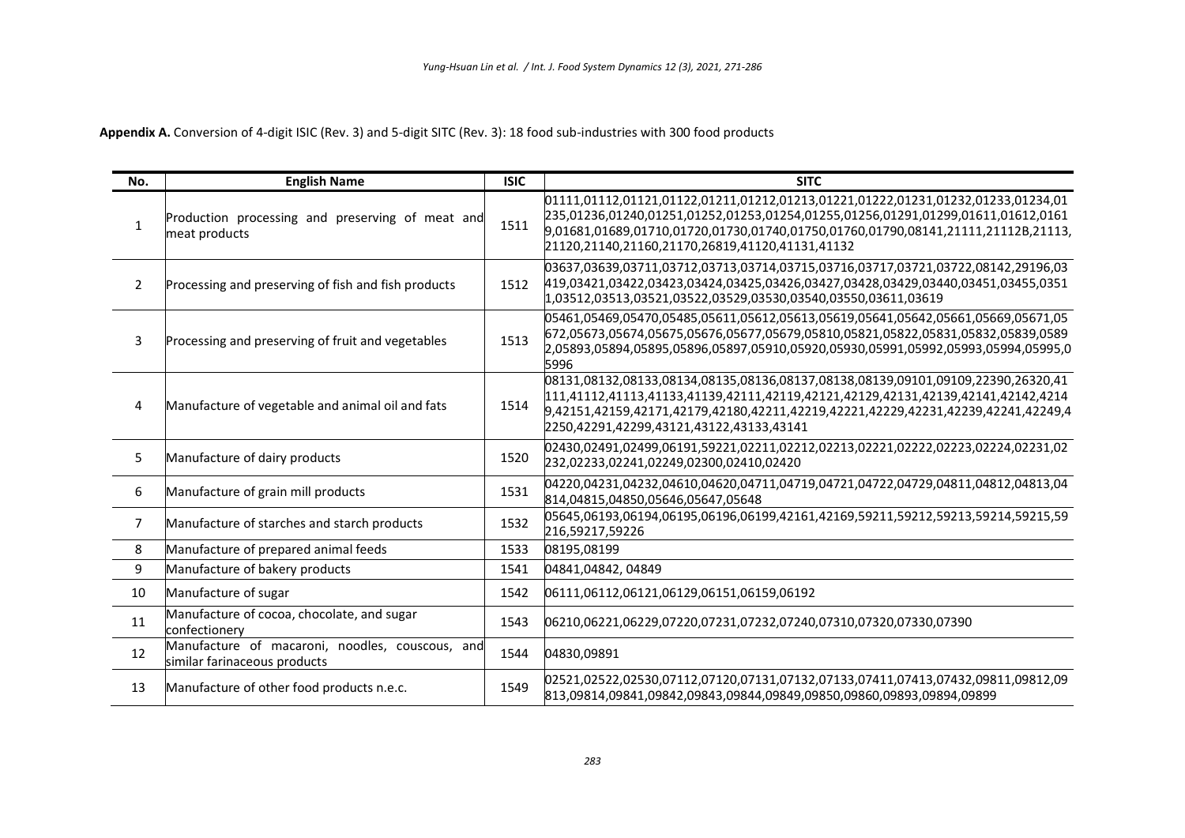**Appendix A.** Conversion of 4-digit ISIC (Rev. 3) and 5-digit SITC (Rev. 3): 18 food sub-industries with 300 food products

| No. | English Name | ISIC | SITC |
|---|---|---|---|
| 1 | Production processing and preserving of meat and meat products | 1511 | 01111,01112,01121,01122,01211,01212,01213,01221,01222,01231,01232,01233,01234,01235,01236,01240,01251,01252,01253,01254,01255,01256,01291,01299,01611,01612,01619,01681,01689,01710,01720,01730,01740,01750,01760,01790,08141,21111,21112B,21113,21120,21140,21160,21170,26819,41120,41131,41132 |
| 2 | Processing and preserving of fish and fish products | 1512 | 03637,03639,03711,03712,03713,03714,03715,03716,03717,03721,03722,08142,29196,03419,03421,03422,03423,03424,03425,03426,03427,03428,03429,03440,03451,03455,03511,03512,03513,03521,03522,03529,03530,03540,03550,03611,03619 |
| 3 | Processing and preserving of fruit and vegetables | 1513 | 05461,05469,05470,05485,05611,05612,05613,05619,05641,05642,05661,05669,05671,05672,05673,05674,05675,05676,05677,05679,05810,05821,05822,05831,05832,05839,05892,05893,05894,05895,05896,05897,05910,05920,05930,05991,05992,05993,05994,05995,05996 |
| 4 | Manufacture of vegetable and animal oil and fats | 1514 | 08131,08132,08133,08134,08135,08136,08137,08138,08139,09101,09109,22390,26320,41111,41112,41113,41133,41139,42111,42119,42121,42129,42131,42139,42141,42142,42149,42151,42159,42171,42179,42180,42211,42219,42221,42229,42231,42239,42241,42249,42250,42291,42299,43121,43122,43133,43141 |
| 5 | Manufacture of dairy products | 1520 | 02430,02491,02499,06191,59221,02211,02212,02213,02221,02222,02223,02224,02231,02232,02233,02241,02249,02300,02410,02420 |
| 6 | Manufacture of grain mill products | 1531 | 04220,04231,04232,04610,04620,04711,04719,04721,04722,04729,04811,04812,04813,04814,04815,04850,05646,05647,05648 |
| 7 | Manufacture of starches and starch products | 1532 | 05645,06193,06194,06195,06196,06199,42161,42169,59211,59212,59213,59214,59215,59216,59217,59226 |
| 8 | Manufacture of prepared animal feeds | 1533 | 08195,08199 |
| 9 | Manufacture of bakery products | 1541 | 04841,04842, 04849 |
| 10 | Manufacture of sugar | 1542 | 06111,06112,06121,06129,06151,06159,06192 |
| 11 | Manufacture of cocoa, chocolate, and sugar confectionery | 1543 | 06210,06221,06229,07220,07231,07232,07240,07310,07320,07330,07390 |
| 12 | Manufacture of macaroni, noodles, couscous, and similar farinaceous products | 1544 | 04830,09891 |
| 13 | Manufacture of other food products n.e.c. | 1549 | 02521,02522,02530,07112,07120,07131,07132,07133,07411,07413,07432,09811,09812,09813,09814,09841,09842,09843,09844,09849,09850,09860,09893,09894,09899 |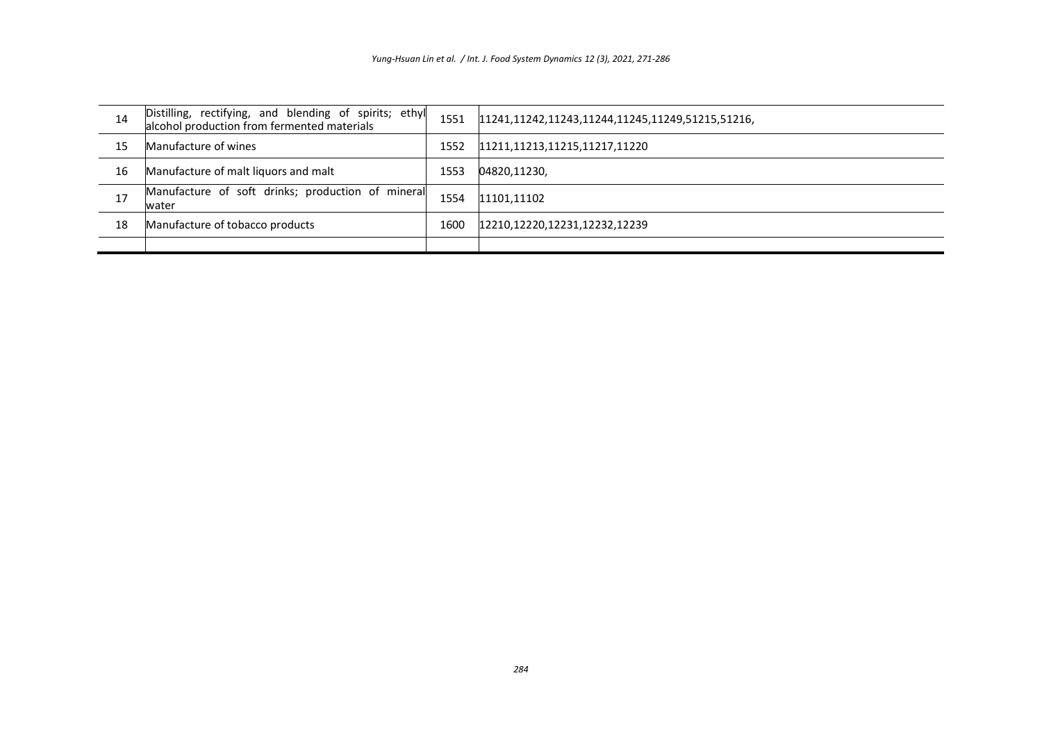| | | | |
|---|---|---|---|
| 14 | Distilling, rectifying, and blending of spirits; ethyl alcohol production from fermented materials | 1551 | 11241,11242,11243,11244,11245,11249,51215,51216, |
| 15 | Manufacture of wines | 1552 | 11211,11213,11215,11217,11220 |
| 16 | Manufacture of malt liquors and malt | 1553 | 04820,11230, |
| 17 | Manufacture of soft drinks; production of mineral water | 1554 | 11101,11102 |
| 18 | Manufacture of tobacco products | 1600 | 12210,12220,12231,12232,12239 |
| | | | |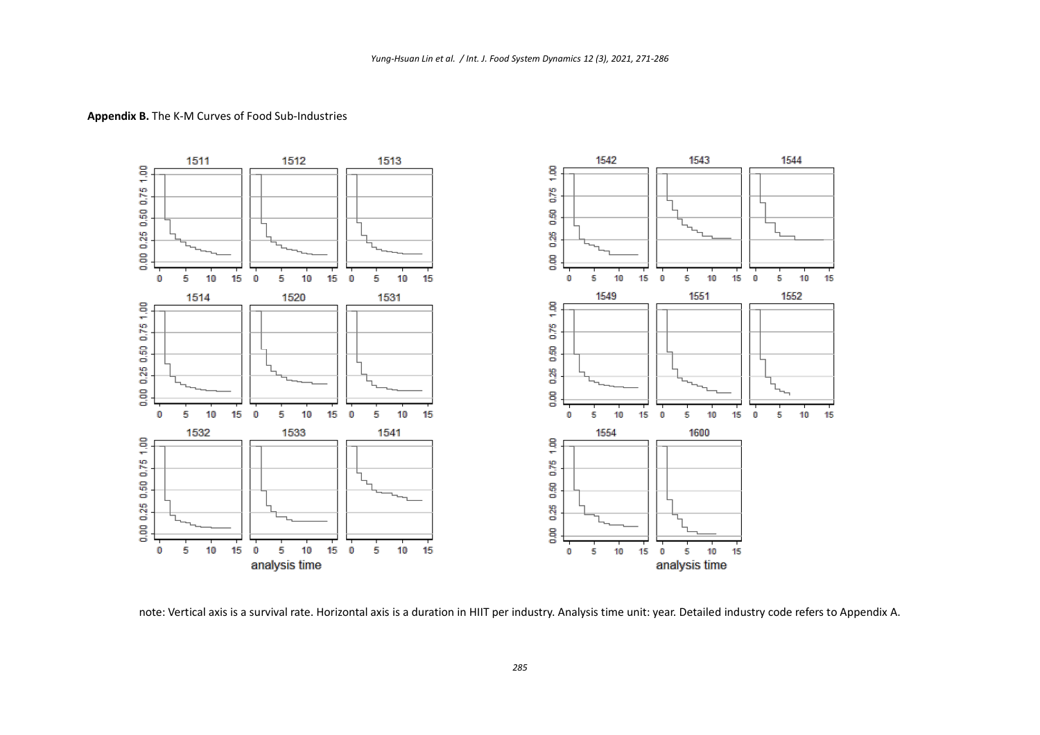**Appendix B.** The K-M Curves of Food Sub-Industries

note: Vertical axis is a survival rate. Horizontal axis is a duration in HIIT per industry. Analysis time unit: year. Detailed industry code refers to Appendix A.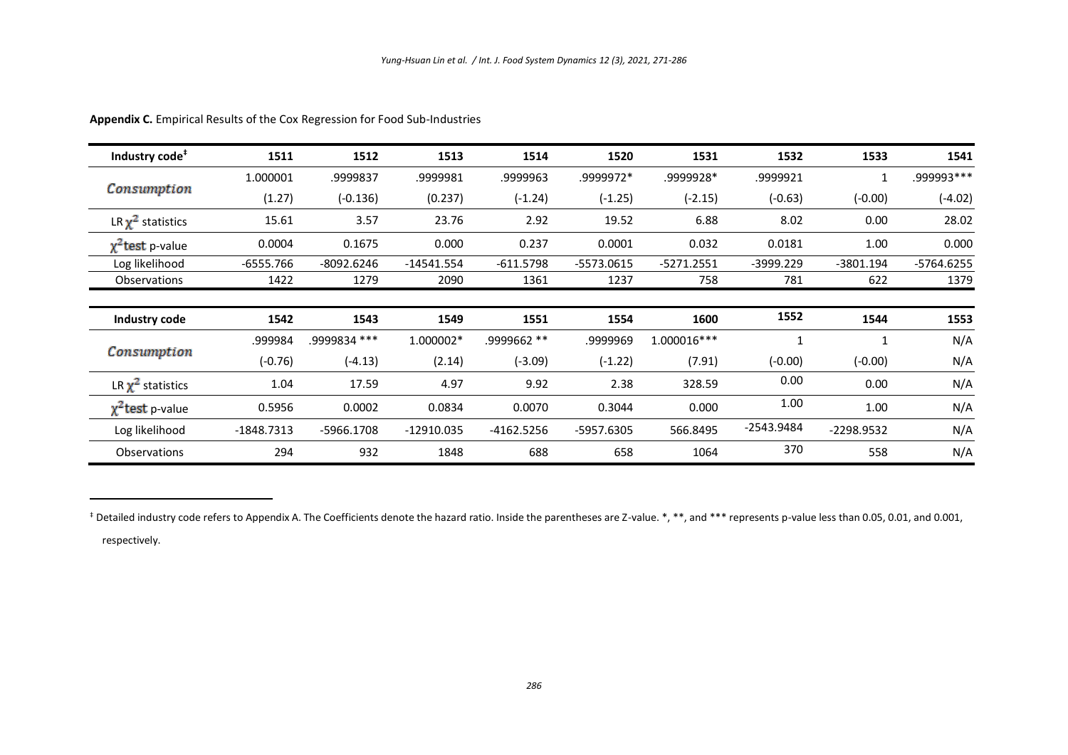**Appendix C.** Empirical Results of the Cox Regression for Food Sub-Industries

| Industry code[‡] | 1511 | 1512 | 1513 | 1514 | 1520 | 1531 | 1532 | 1533 | 1541 |
|---|---|---|---|---|---|---|---|---|---|
| *Consumption* | 1.000001 | .9999837 | .9999981 | .9999963 | .9999972* | .9999928* | .9999921 | 1 | .999993*** |
| | (1.27) | (-0.136) | (0.237) | (-1.24) | (-1.25) | (-2.15) | (-0.63) | (-0.00) | (-4.02) |
| LR $\chi^2$ statistics | 15.61 | 3.57 | 23.76 | 2.92 | 19.52 | 6.88 | 8.02 | 0.00 | 28.02 |
| $\chi^2$ test p-value | 0.0004 | 0.1675 | 0.000 | 0.237 | 0.0001 | 0.032 | 0.0181 | 1.00 | 0.000 |
| Log likelihood | -6555.766 | -8092.6246 | -14541.554 | -611.5798 | -5573.0615 | -5271.2551 | -3999.229 | -3801.194 | -5764.6255 |
| Observations | 1422 | 1279 | 2090 | 1361 | 1237 | 758 | 781 | 622 | 1379 |

| Industry code | 1542 | 1543 | 1549 | 1551 | 1554 | 1600 | 1552 | 1544 | 1553 |
|---|---|---|---|---|---|---|---|---|---|
| *Consumption* | .999984 | .9999834 *** | 1.000002* | .9999662 ** | .9999969 | 1.000016*** | 1 | 1 | N/A |
| | (-0.76) | (-4.13) | (2.14) | (-3.09) | (-1.22) | (7.91) | (-0.00) | (-0.00) | N/A |
| LR $\chi^2$ statistics | 1.04 | 17.59 | 4.97 | 9.92 | 2.38 | 328.59 | 0.00 | 0.00 | N/A |
| $\chi^2$ test p-value | 0.5956 | 0.0002 | 0.0834 | 0.0070 | 0.3044 | 0.000 | 1.00 | 1.00 | N/A |
| Log likelihood | -1848.7313 | -5966.1708 | -12910.035 | -4162.5256 | -5957.6305 | 566.8495 | -2543.9484 | -2298.9532 | N/A |
| Observations | 294 | 932 | 1848 | 688 | 658 | 1064 | 370 | 558 | N/A |

[‡] Detailed industry code refers to Appendix A. The Coefficients denote the hazard ratio. Inside the parentheses are Z-value. *, **, and *** represents p-value less than 0.05, 0.01, and 0.001, respectively.